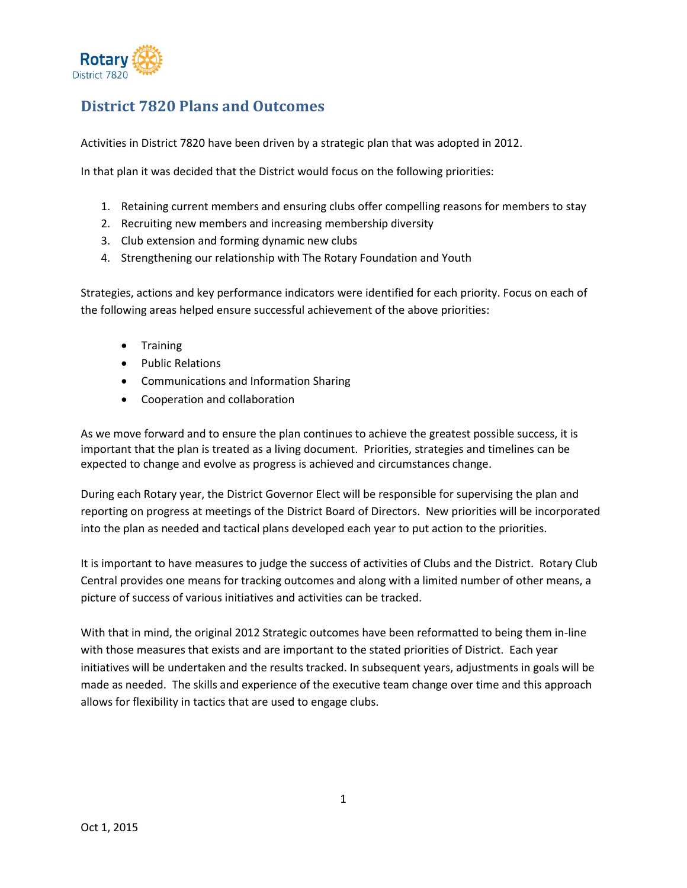# District 7820 Plans and Outcomes

Activities in District 7820 have been driven by a strategic plan that was adopted in 2012.

In that plan it was decided that the District would focus on the following priorities:

1. Retaining current members and ensuring clubs offer compelling reasons for members to stay
2. Recruiting new members and increasing membership diversity
3. Club extension and forming dynamic new clubs
4. Strengthening our relationship with The Rotary Foundation and Youth

Strategies, actions and key performance indicators were identified for each priority. Focus on each of the following areas helped ensure successful achievement of the above priorities:

- Training
- Public Relations
- Communications and Information Sharing
- Cooperation and collaboration

As we move forward and to ensure the plan continues to achieve the greatest possible success, it is important that the plan is treated as a living document. Priorities, strategies and timelines can be expected to change and evolve as progress is achieved and circumstances change.

During each Rotary year, the District Governor Elect will be responsible for supervising the plan and reporting on progress at meetings of the District Board of Directors. New priorities will be incorporated into the plan as needed and tactical plans developed each year to put action to the priorities.

It is important to have measures to judge the success of activities of Clubs and the District. Rotary Club Central provides one means for tracking outcomes and along with a limited number of other means, a picture of success of various initiatives and activities can be tracked.

With that in mind, the original 2012 Strategic outcomes have been reformatted to being them in-line with those measures that exists and are important to the stated priorities of District. Each year initiatives will be undertaken and the results tracked. In subsequent years, adjustments in goals will be made as needed. The skills and experience of the executive team change over time and this approach allows for flexibility in tactics that are used to engage clubs.

Oct 1, 2015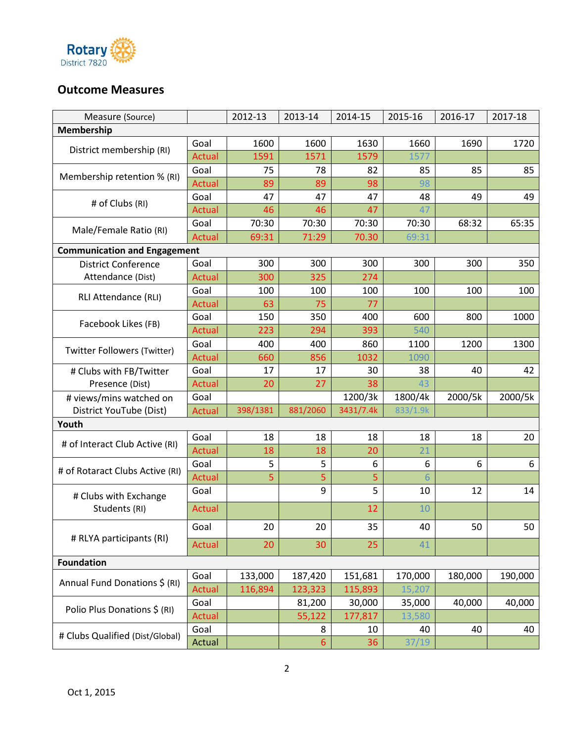Rotary District 7820

## Outcome Measures

| Measure (Source) | | 2012-13 | 2013-14 | 2014-15 | 2015-16 | 2016-17 | 2017-18 |
|---|---|---|---|---|---|---|---|
| **Membership** | | | | | | | |
| District membership (RI) | Goal | 1600 | 1600 | 1630 | 1660 | 1690 | 1720 |
| | Actual | 1591 | 1571 | 1579 | 1577 | | |
| Membership retention % (RI) | Goal | 75 | 78 | 82 | 85 | 85 | 85 |
| | Actual | 89 | 89 | 98 | 98 | | |
| # of Clubs (RI) | Goal | 47 | 47 | 47 | 48 | 49 | 49 |
| | Actual | 46 | 46 | 47 | 47 | | |
| Male/Female Ratio (RI) | Goal | 70:30 | 70:30 | 70:30 | 70:30 | 68:32 | 65:35 |
| | Actual | 69:31 | 71:29 | 70.30 | 69:31 | | |
| **Communication and Engagement** | | | | | | | |
| District Conference Attendance (Dist) | Goal | 300 | 300 | 300 | 300 | 300 | 350 |
| | Actual | 300 | 325 | 274 | | | |
| RLI Attendance (RLI) | Goal | 100 | 100 | 100 | 100 | 100 | 100 |
| | Actual | 63 | 75 | 77 | | | |
| Facebook Likes (FB) | Goal | 150 | 350 | 400 | 600 | 800 | 1000 |
| | Actual | 223 | 294 | 393 | 540 | | |
| Twitter Followers (Twitter) | Goal | 400 | 400 | 860 | 1100 | 1200 | 1300 |
| | Actual | 660 | 856 | 1032 | 1090 | | |
| # Clubs with FB/Twitter Presence (Dist) | Goal | 17 | 17 | 30 | 38 | 40 | 42 |
| | Actual | 20 | 27 | 38 | 43 | | |
| # views/mins watched on District YouTube (Dist) | Goal | | | 1200/3k | 1800/4k | 2000/5k | 2000/5k |
| | Actual | 398/1381 | 881/2060 | 3431/7.4k | 833/1.9k | | |
| **Youth** | | | | | | | |
| # of Interact Club Active (RI) | Goal | 18 | 18 | 18 | 18 | 18 | 20 |
| | Actual | 18 | 18 | 20 | 21 | | |
| # of Rotaract Clubs Active (RI) | Goal | 5 | 5 | 6 | 6 | 6 | 6 |
| | Actual | 5 | 5 | 5 | 6 | | |
| # Clubs with Exchange Students (RI) | Goal | | 9 | 5 | 10 | 12 | 14 |
| | Actual | | | 12 | 10 | | |
| # RLYA participants (RI) | Goal | 20 | 20 | 35 | 40 | 50 | 50 |
| | Actual | 20 | 30 | 25 | 41 | | |
| **Foundation** | | | | | | | |
| Annual Fund Donations $ (RI) | Goal | 133,000 | 187,420 | 151,681 | 170,000 | 180,000 | 190,000 |
| | Actual | 116,894 | 123,323 | 115,893 | 15,207 | | |
| Polio Plus Donations $ (RI) | Goal | | 81,200 | 30,000 | 35,000 | 40,000 | 40,000 |
| | Actual | | 55,122 | 177,817 | 13,580 | | |
| # Clubs Qualified (Dist/Global) | Goal | | 8 | 10 | 40 | 40 | 40 |
| | Actual | | 6 | 36 | 37/19 | | |

Oct 1, 2015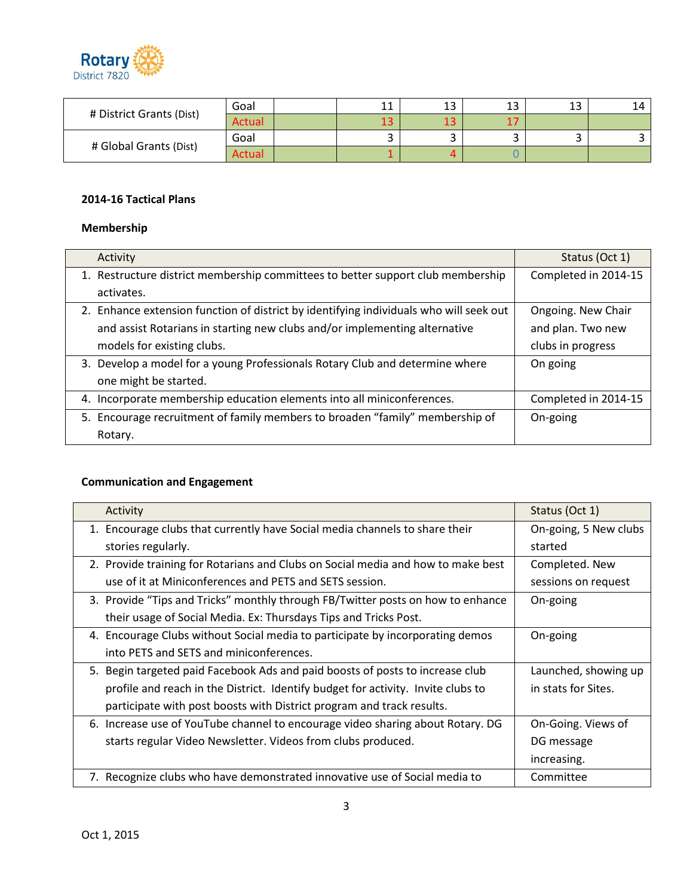| # District Grants (Dist) | Goal | | 11 | 13 | 13 | 13 | 14 |
|---|---|---|---|---|---|---|---|
| | Actual | | 13 | 13 | 17 | | |
| # Global Grants (Dist) | Goal | | 3 | 3 | 3 | 3 | 3 |
| | Actual | | 1 | 4 | 0 | | |

**2014-16 Tactical Plans**

**Membership**

| Activity | Status (Oct 1) |
|---|---|
| 1. Restructure district membership committees to better support club membership activates. | Completed in 2014-15 |
| 2. Enhance extension function of district by identifying individuals who will seek out and assist Rotarians in starting new clubs and/or implementing alternative models for existing clubs. | Ongoing. New Chair and plan. Two new clubs in progress |
| 3. Develop a model for a young Professionals Rotary Club and determine where one might be started. | On going |
| 4. Incorporate membership education elements into all miniconferences. | Completed in 2014-15 |
| 5. Encourage recruitment of family members to broaden "family" membership of Rotary. | On-going |

**Communication and Engagement**

| Activity | Status (Oct 1) |
|---|---|
| 1. Encourage clubs that currently have Social media channels to share their stories regularly. | On-going, 5 New clubs started |
| 2. Provide training for Rotarians and Clubs on Social media and how to make best use of it at Miniconferences and PETS and SETS session. | Completed. New sessions on request |
| 3. Provide "Tips and Tricks" monthly through FB/Twitter posts on how to enhance their usage of Social Media. Ex: Thursdays Tips and Tricks Post. | On-going |
| 4. Encourage Clubs without Social media to participate by incorporating demos into PETS and SETS and miniconferences. | On-going |
| 5. Begin targeted paid Facebook Ads and paid boosts of posts to increase club profile and reach in the District. Identify budget for activity. Invite clubs to participate with post boosts with District program and track results. | Launched, showing up in stats for Sites. |
| 6. Increase use of YouTube channel to encourage video sharing about Rotary. DG starts regular Video Newsletter. Videos from clubs produced. | On-Going. Views of DG message increasing. |
| 7. Recognize clubs who have demonstrated innovative use of Social media to | Committee |

Oct 1, 2015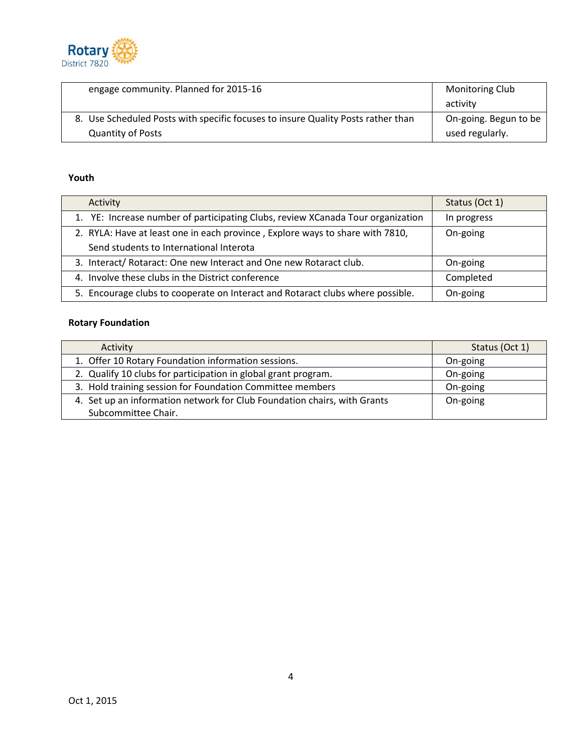| | |
|---|---|
| engage community. Planned for 2015-16 | Monitoring Club activity |
| 8. Use Scheduled Posts with specific focuses to insure Quality Posts rather than Quantity of Posts | On-going. Begun to be used regularly. |

**Youth**

| Activity | Status (Oct 1) |
|---|---|
| 1. YE: Increase number of participating Clubs, review XCanada Tour organization | In progress |
| 2. RYLA: Have at least one in each province , Explore ways to share with 7810, Send students to International Interota | On-going |
| 3. Interact/ Rotaract: One new Interact and One new Rotaract club. | On-going |
| 4. Involve these clubs in the District conference | Completed |
| 5. Encourage clubs to cooperate on Interact and Rotaract clubs where possible. | On-going |

**Rotary Foundation**

| Activity | Status (Oct 1) |
|---|---|
| 1. Offer 10 Rotary Foundation information sessions. | On-going |
| 2. Qualify 10 clubs for participation in global grant program. | On-going |
| 3. Hold training session for Foundation Committee members | On-going |
| 4. Set up an information network for Club Foundation chairs, with Grants Subcommittee Chair. | On-going |